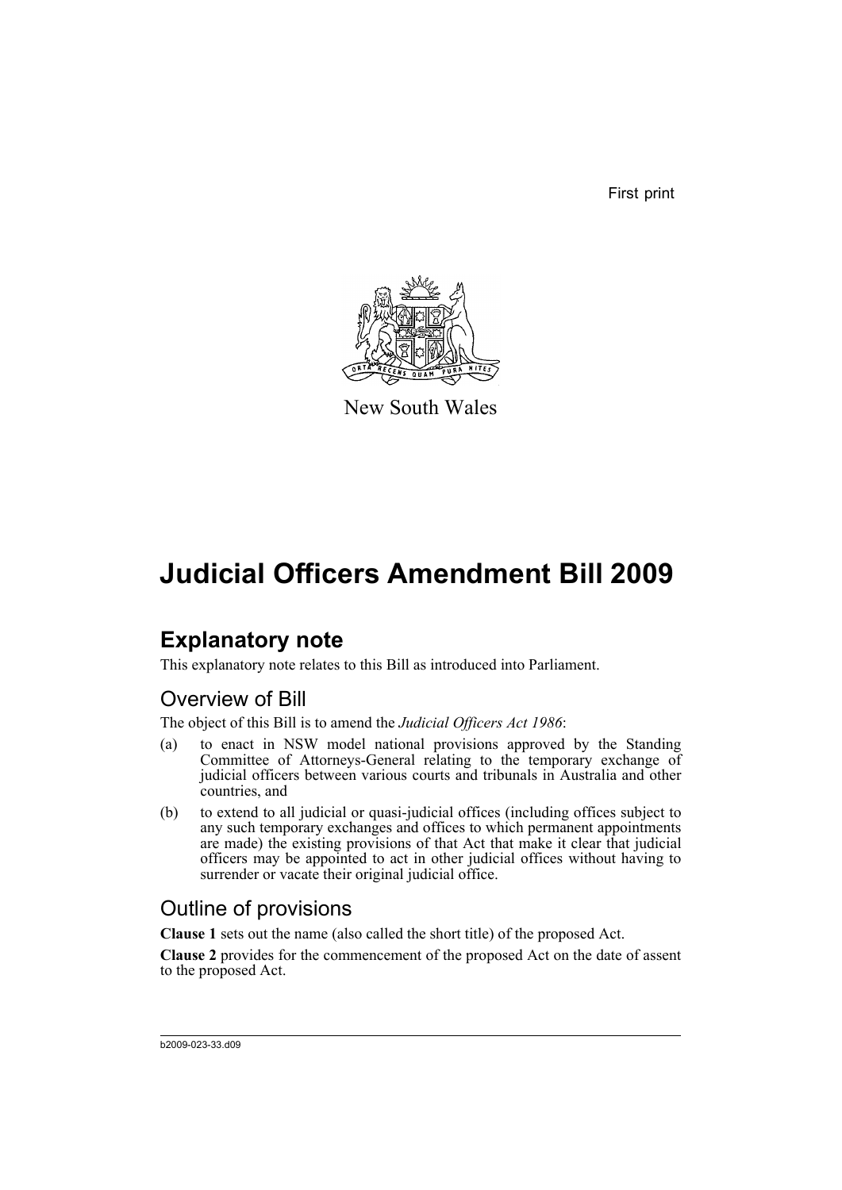First print

New South Wales

# Judicial Officers Amendment Bill 2009

## Explanatory note

This explanatory note relates to this Bill as introduced into Parliament.

### Overview of Bill

The object of this Bill is to amend the *Judicial Officers Act 1986*:

(a) to enact in NSW model national provisions approved by the Standing Committee of Attorneys-General relating to the temporary exchange of judicial officers between various courts and tribunals in Australia and other countries, and

(b) to extend to all judicial or quasi-judicial offices (including offices subject to any such temporary exchanges and offices to which permanent appointments are made) the existing provisions of that Act that make it clear that judicial officers may be appointed to act in other judicial offices without having to surrender or vacate their original judicial office.

### Outline of provisions

**Clause 1** sets out the name (also called the short title) of the proposed Act.

**Clause 2** provides for the commencement of the proposed Act on the date of assent to the proposed Act.

b2009-023-33.d09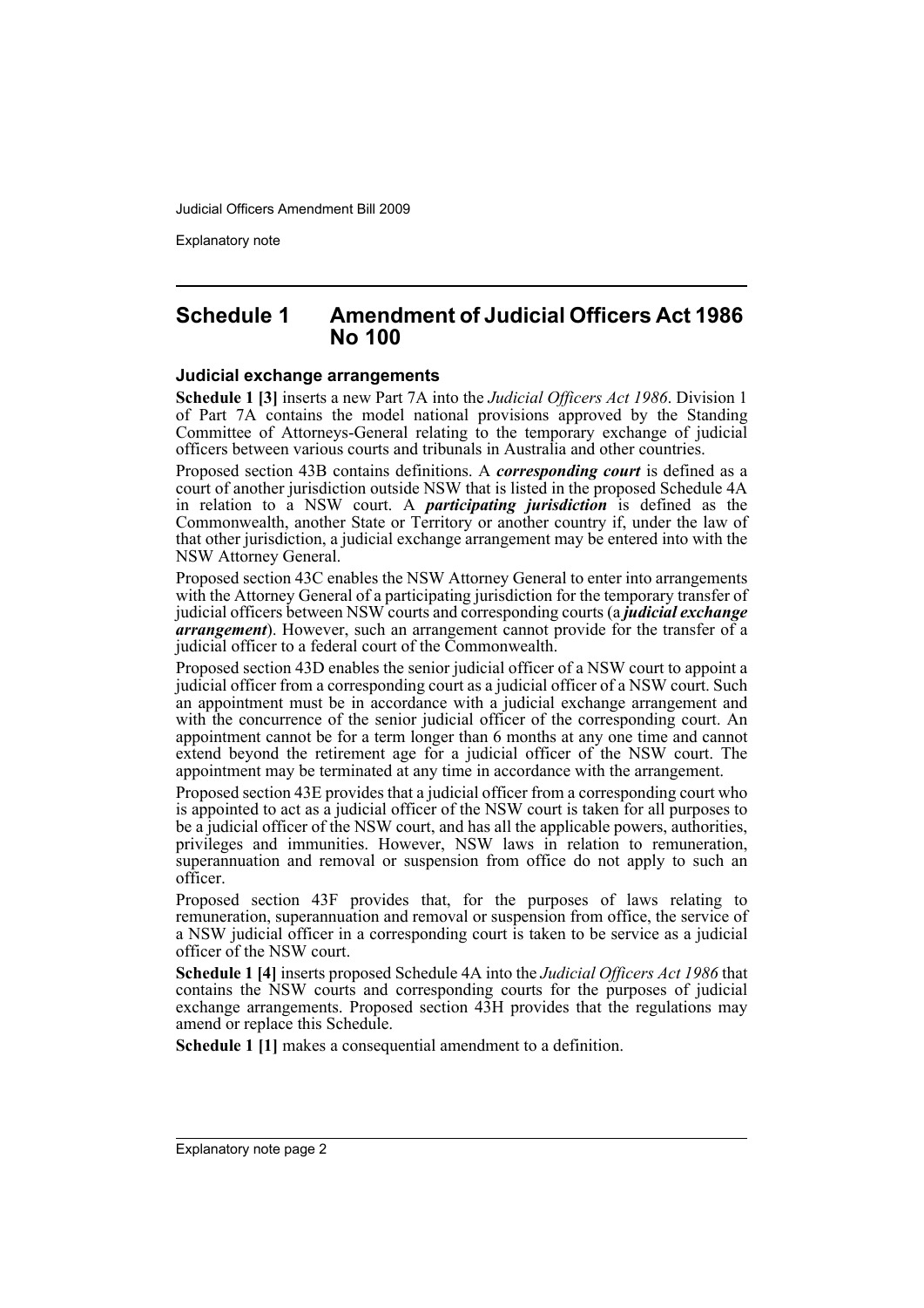## Schedule 1 Amendment of Judicial Officers Act 1986 No 100

### Judicial exchange arrangements

**Schedule 1 [3]** inserts a new Part 7A into the *Judicial Officers Act 1986*. Division 1 of Part 7A contains the model national provisions approved by the Standing Committee of Attorneys-General relating to the temporary exchange of judicial officers between various courts and tribunals in Australia and other countries.

Proposed section 43B contains definitions. A ***corresponding court*** is defined as a court of another jurisdiction outside NSW that is listed in the proposed Schedule 4A in relation to a NSW court. A ***participating jurisdiction*** is defined as the Commonwealth, another State or Territory or another country if, under the law of that other jurisdiction, a judicial exchange arrangement may be entered into with the NSW Attorney General.

Proposed section 43C enables the NSW Attorney General to enter into arrangements with the Attorney General of a participating jurisdiction for the temporary transfer of judicial officers between NSW courts and corresponding courts (a ***judicial exchange arrangement***). However, such an arrangement cannot provide for the transfer of a judicial officer to a federal court of the Commonwealth.

Proposed section 43D enables the senior judicial officer of a NSW court to appoint a judicial officer from a corresponding court as a judicial officer of a NSW court. Such an appointment must be in accordance with a judicial exchange arrangement and with the concurrence of the senior judicial officer of the corresponding court. An appointment cannot be for a term longer than 6 months at any one time and cannot extend beyond the retirement age for a judicial officer of the NSW court. The appointment may be terminated at any time in accordance with the arrangement.

Proposed section 43E provides that a judicial officer from a corresponding court who is appointed to act as a judicial officer of the NSW court is taken for all purposes to be a judicial officer of the NSW court, and has all the applicable powers, authorities, privileges and immunities. However, NSW laws in relation to remuneration, superannuation and removal or suspension from office do not apply to such an officer.

Proposed section 43F provides that, for the purposes of laws relating to remuneration, superannuation and removal or suspension from office, the service of a NSW judicial officer in a corresponding court is taken to be service as a judicial officer of the NSW court.

**Schedule 1 [4]** inserts proposed Schedule 4A into the *Judicial Officers Act 1986* that contains the NSW courts and corresponding courts for the purposes of judicial exchange arrangements. Proposed section 43H provides that the regulations may amend or replace this Schedule.

**Schedule 1 [1]** makes a consequential amendment to a definition.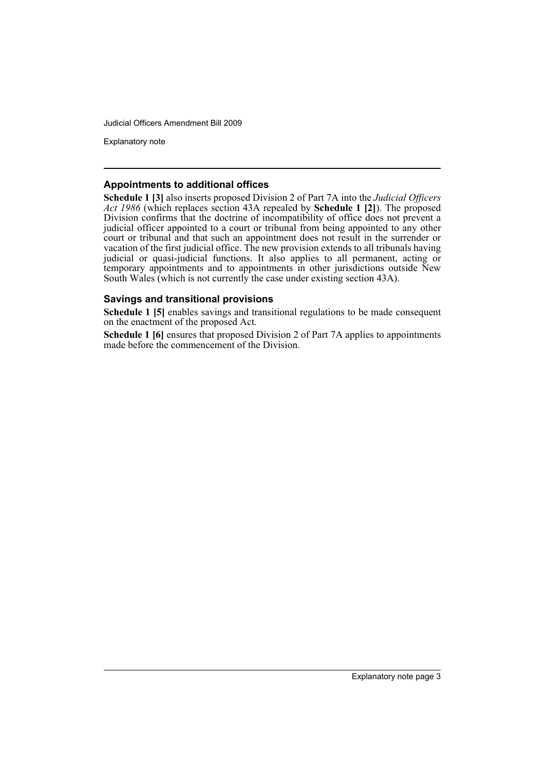### Appointments to additional offices

**Schedule 1 [3]** also inserts proposed Division 2 of Part 7A into the *Judicial Officers Act 1986* (which replaces section 43A repealed by **Schedule 1 [2]**). The proposed Division confirms that the doctrine of incompatibility of office does not prevent a judicial officer appointed to a court or tribunal from being appointed to any other court or tribunal and that such an appointment does not result in the surrender or vacation of the first judicial office. The new provision extends to all tribunals having judicial or quasi-judicial functions. It also applies to all permanent, acting or temporary appointments and to appointments in other jurisdictions outside New South Wales (which is not currently the case under existing section 43A).

### Savings and transitional provisions

**Schedule 1 [5]** enables savings and transitional regulations to be made consequent on the enactment of the proposed Act.

**Schedule 1 [6]** ensures that proposed Division 2 of Part 7A applies to appointments made before the commencement of the Division.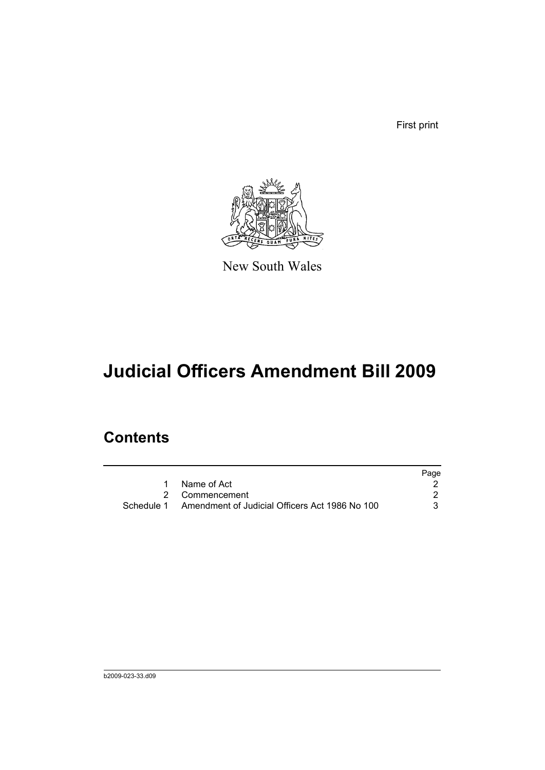First print

New South Wales

# Judicial Officers Amendment Bill 2009

## Contents

|  |  | Page |
|---|---|---|
| 1 | Name of Act | 2 |
| 2 | Commencement | 2 |
| Schedule 1 | Amendment of Judicial Officers Act 1986 No 100 | 3 |

b2009-023-33.d09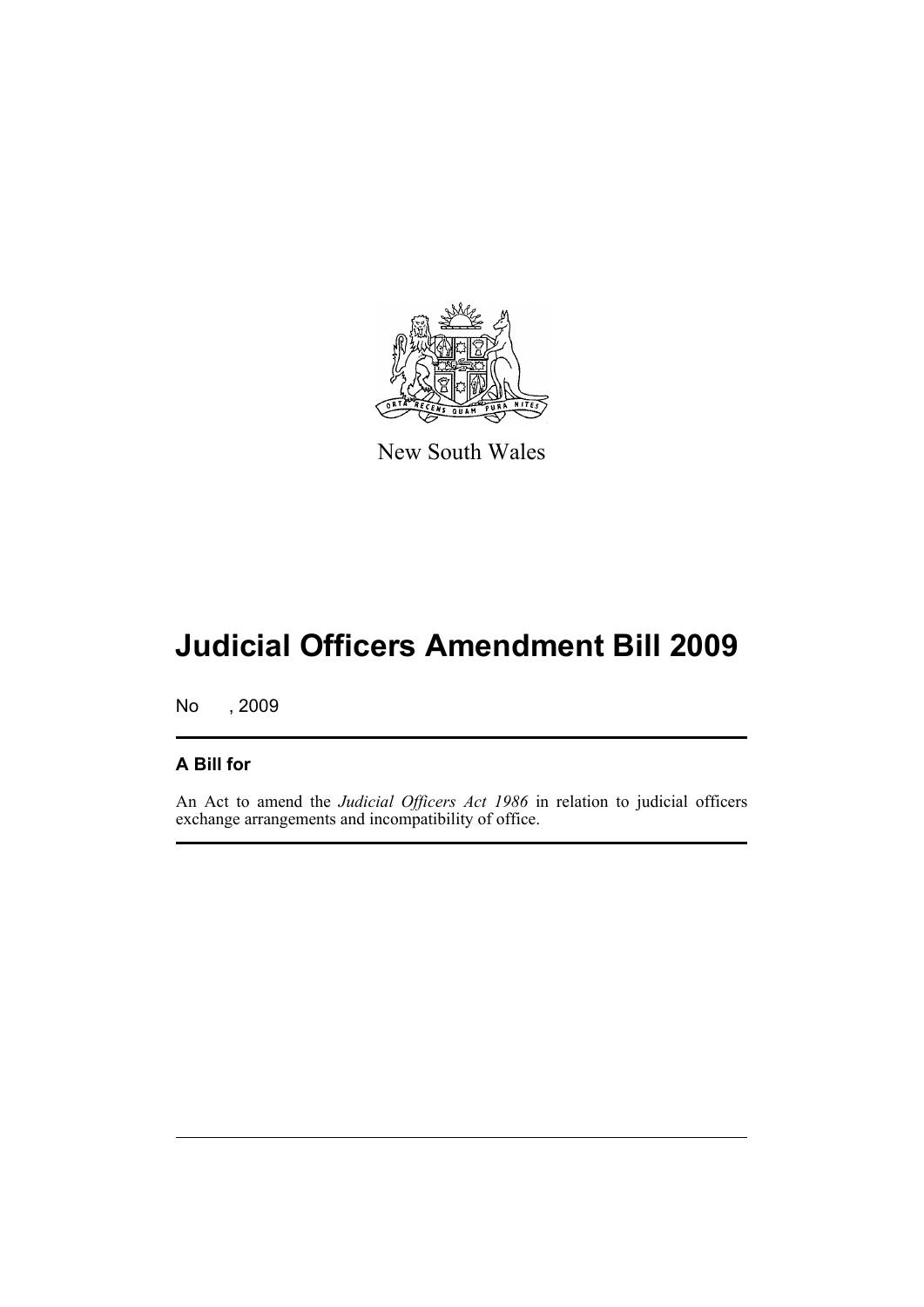New South Wales

# Judicial Officers Amendment Bill 2009

No , 2009

## A Bill for

An Act to amend the *Judicial Officers Act 1986* in relation to judicial officers exchange arrangements and incompatibility of office.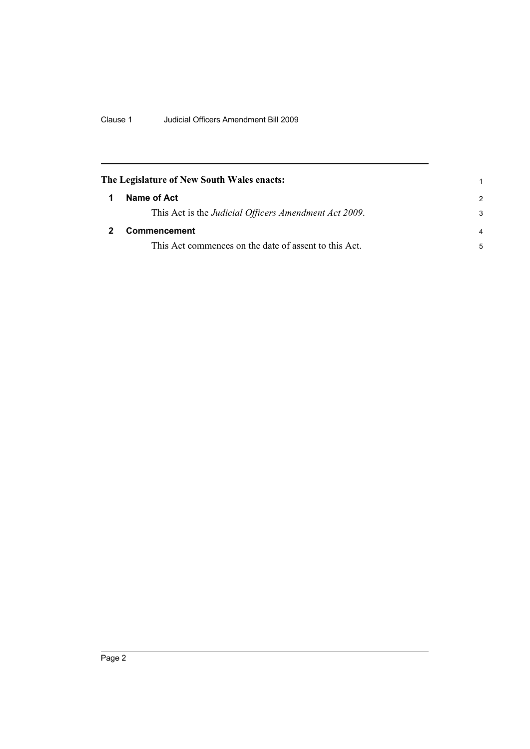**The Legislature of New South Wales enacts:**

## 1 Name of Act

This Act is the *Judicial Officers Amendment Act 2009*.

## 2 Commencement

This Act commences on the date of assent to this Act.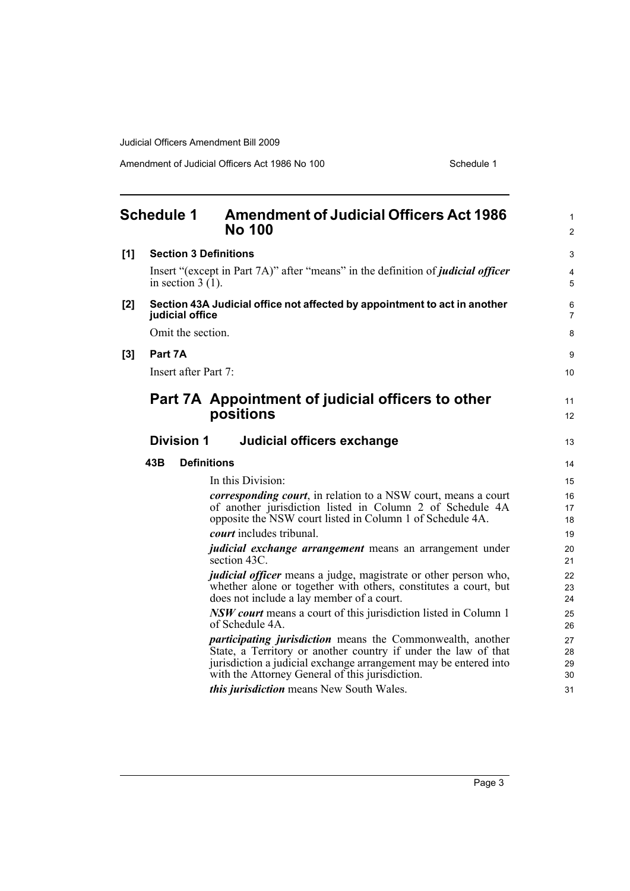# Schedule 1 Amendment of Judicial Officers Act 1986 No 100

**[1] Section 3 Definitions**

Insert "(except in Part 7A)" after "means" in the definition of ***judicial officer*** in section 3 (1).

**[2] Section 43A Judicial office not affected by appointment to act in another judicial office**

Omit the section.

**[3] Part 7A**

Insert after Part 7:

## Part 7A Appointment of judicial officers to other positions

### Division 1 Judicial officers exchange

**43B Definitions**

In this Division:

***corresponding court***, in relation to a NSW court, means a court of another jurisdiction listed in Column 2 of Schedule 4A opposite the NSW court listed in Column 1 of Schedule 4A.

***court*** includes tribunal.

***judicial exchange arrangement*** means an arrangement under section 43C.

***judicial officer*** means a judge, magistrate or other person who, whether alone or together with others, constitutes a court, but does not include a lay member of a court.

***NSW court*** means a court of this jurisdiction listed in Column 1 of Schedule 4A.

***participating jurisdiction*** means the Commonwealth, another State, a Territory or another country if under the law of that jurisdiction a judicial exchange arrangement may be entered into with the Attorney General of this jurisdiction.

***this jurisdiction*** means New South Wales.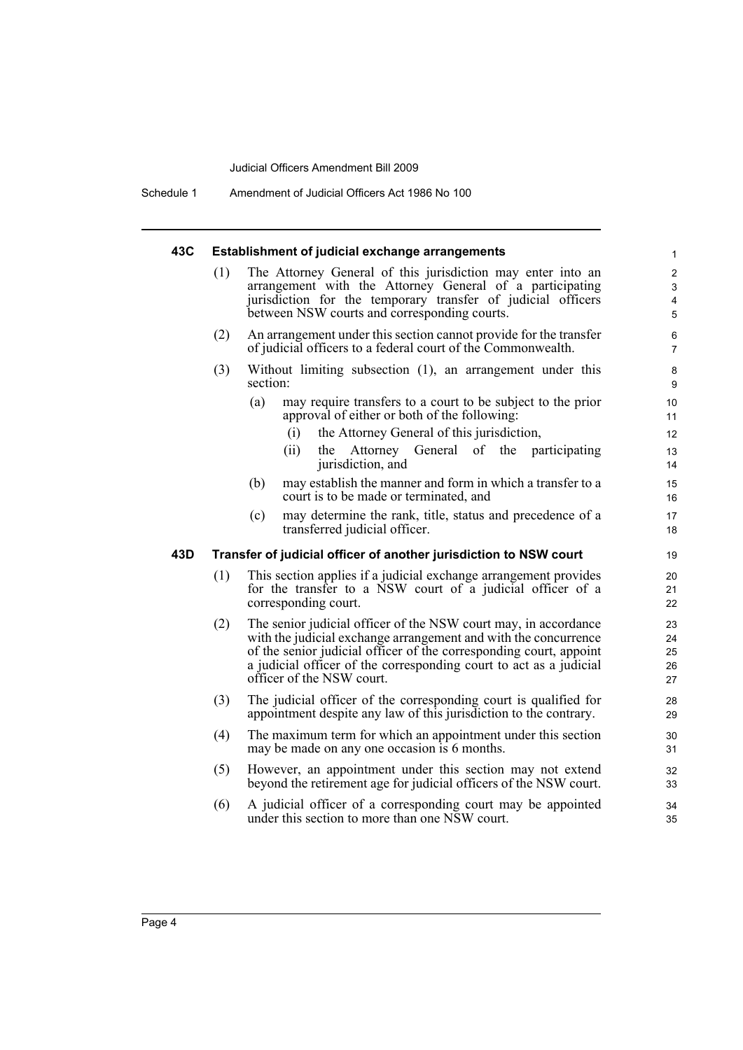#### 43C Establishment of judicial exchange arrangements

(1) The Attorney General of this jurisdiction may enter into an arrangement with the Attorney General of a participating jurisdiction for the temporary transfer of judicial officers between NSW courts and corresponding courts.

(2) An arrangement under this section cannot provide for the transfer of judicial officers to a federal court of the Commonwealth.

(3) Without limiting subsection (1), an arrangement under this section:

- (a) may require transfers to a court to be subject to the prior approval of either or both of the following:
  - (i) the Attorney General of this jurisdiction,
  - (ii) the Attorney General of the participating jurisdiction, and
- (b) may establish the manner and form in which a transfer to a court is to be made or terminated, and
- (c) may determine the rank, title, status and precedence of a transferred judicial officer.

#### 43D Transfer of judicial officer of another jurisdiction to NSW court

(1) This section applies if a judicial exchange arrangement provides for the transfer to a NSW court of a judicial officer of a corresponding court.

(2) The senior judicial officer of the NSW court may, in accordance with the judicial exchange arrangement and with the concurrence of the senior judicial officer of the corresponding court, appoint a judicial officer of the corresponding court to act as a judicial officer of the NSW court.

(3) The judicial officer of the corresponding court is qualified for appointment despite any law of this jurisdiction to the contrary.

(4) The maximum term for which an appointment under this section may be made on any one occasion is 6 months.

(5) However, an appointment under this section may not extend beyond the retirement age for judicial officers of the NSW court.

(6) A judicial officer of a corresponding court may be appointed under this section to more than one NSW court.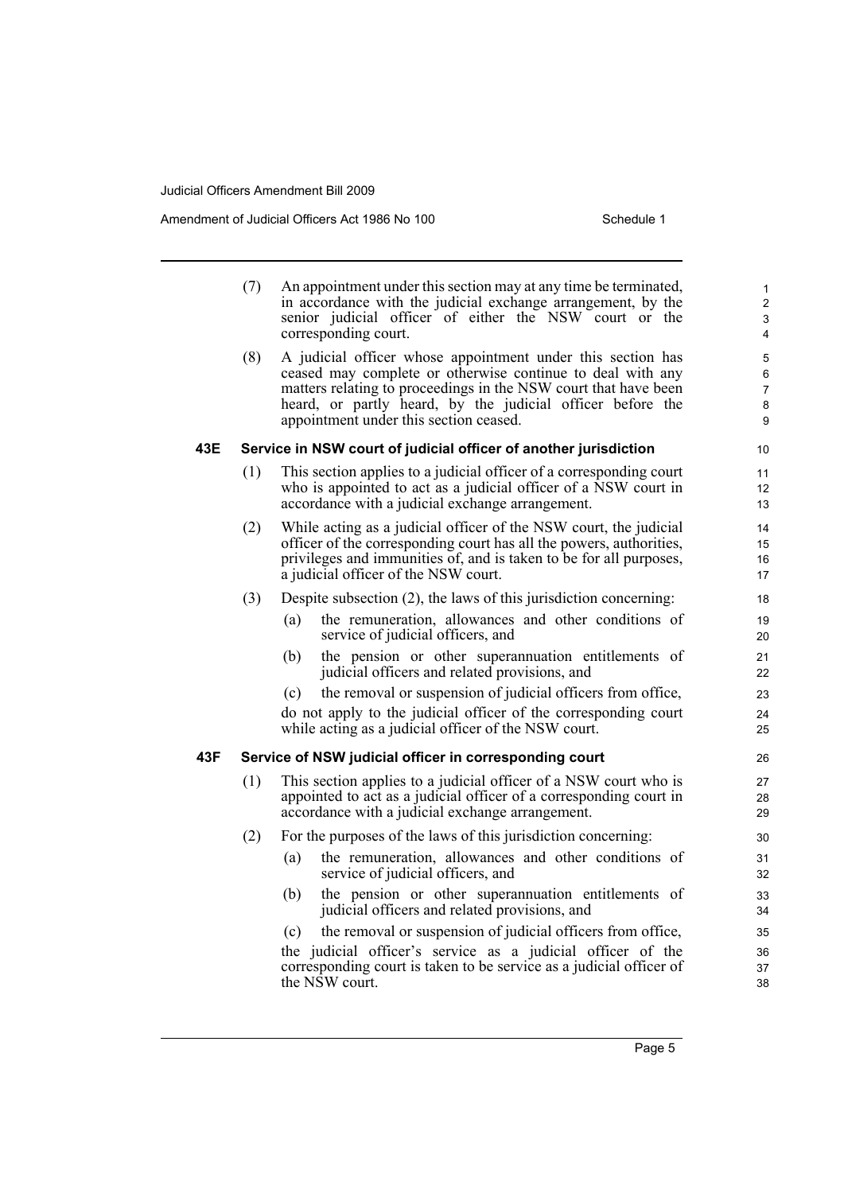(7) An appointment under this section may at any time be terminated, in accordance with the judicial exchange arrangement, by the senior judicial officer of either the NSW court or the corresponding court.

(8) A judicial officer whose appointment under this section has ceased may complete or otherwise continue to deal with any matters relating to proceedings in the NSW court that have been heard, or partly heard, by the judicial officer before the appointment under this section ceased.

### 43E Service in NSW court of judicial officer of another jurisdiction

(1) This section applies to a judicial officer of a corresponding court who is appointed to act as a judicial officer of a NSW court in accordance with a judicial exchange arrangement.

(2) While acting as a judicial officer of the NSW court, the judicial officer of the corresponding court has all the powers, authorities, privileges and immunities of, and is taken to be for all purposes, a judicial officer of the NSW court.

(3) Despite subsection (2), the laws of this jurisdiction concerning:

(a) the remuneration, allowances and other conditions of service of judicial officers, and

(b) the pension or other superannuation entitlements of judicial officers and related provisions, and

(c) the removal or suspension of judicial officers from office,

do not apply to the judicial officer of the corresponding court while acting as a judicial officer of the NSW court.

### 43F Service of NSW judicial officer in corresponding court

(1) This section applies to a judicial officer of a NSW court who is appointed to act as a judicial officer of a corresponding court in accordance with a judicial exchange arrangement.

(2) For the purposes of the laws of this jurisdiction concerning:

(a) the remuneration, allowances and other conditions of service of judicial officers, and

(b) the pension or other superannuation entitlements of judicial officers and related provisions, and

(c) the removal or suspension of judicial officers from office,

the judicial officer's service as a judicial officer of the corresponding court is taken to be service as a judicial officer of the NSW court.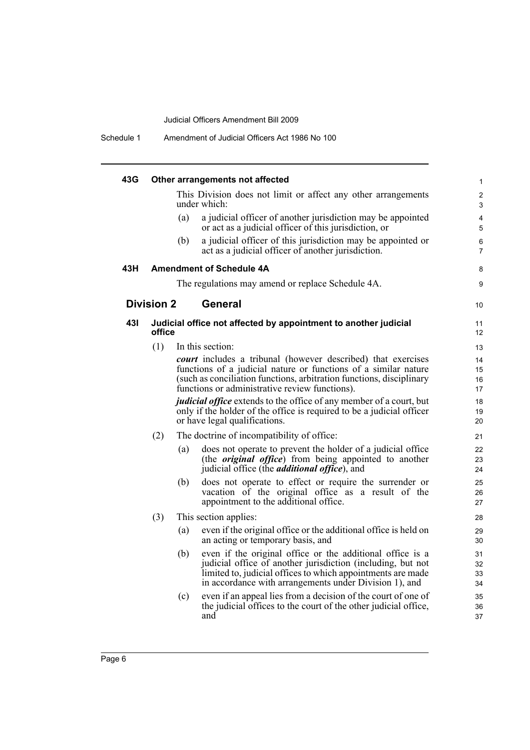#### 43G Other arrangements not affected

This Division does not limit or affect any other arrangements under which:

(a) a judicial officer of another jurisdiction may be appointed or act as a judicial officer of this jurisdiction, or

(b) a judicial officer of this jurisdiction may be appointed or act as a judicial officer of another jurisdiction.

#### 43H Amendment of Schedule 4A

The regulations may amend or replace Schedule 4A.

### Division 2 General

#### 43I Judicial office not affected by appointment to another judicial office

(1) In this section:

***court*** includes a tribunal (however described) that exercises functions of a judicial nature or functions of a similar nature (such as conciliation functions, arbitration functions, disciplinary functions or administrative review functions).

***judicial office*** extends to the office of any member of a court, but only if the holder of the office is required to be a judicial officer or have legal qualifications.

(2) The doctrine of incompatibility of office:

(a) does not operate to prevent the holder of a judicial office (the ***original office***) from being appointed to another judicial office (the ***additional office***), and

(b) does not operate to effect or require the surrender or vacation of the original office as a result of the appointment to the additional office.

(3) This section applies:

(a) even if the original office or the additional office is held on an acting or temporary basis, and

(b) even if the original office or the additional office is a judicial office of another jurisdiction (including, but not limited to, judicial offices to which appointments are made in accordance with arrangements under Division 1), and

(c) even if an appeal lies from a decision of the court of one of the judicial offices to the court of the other judicial office, and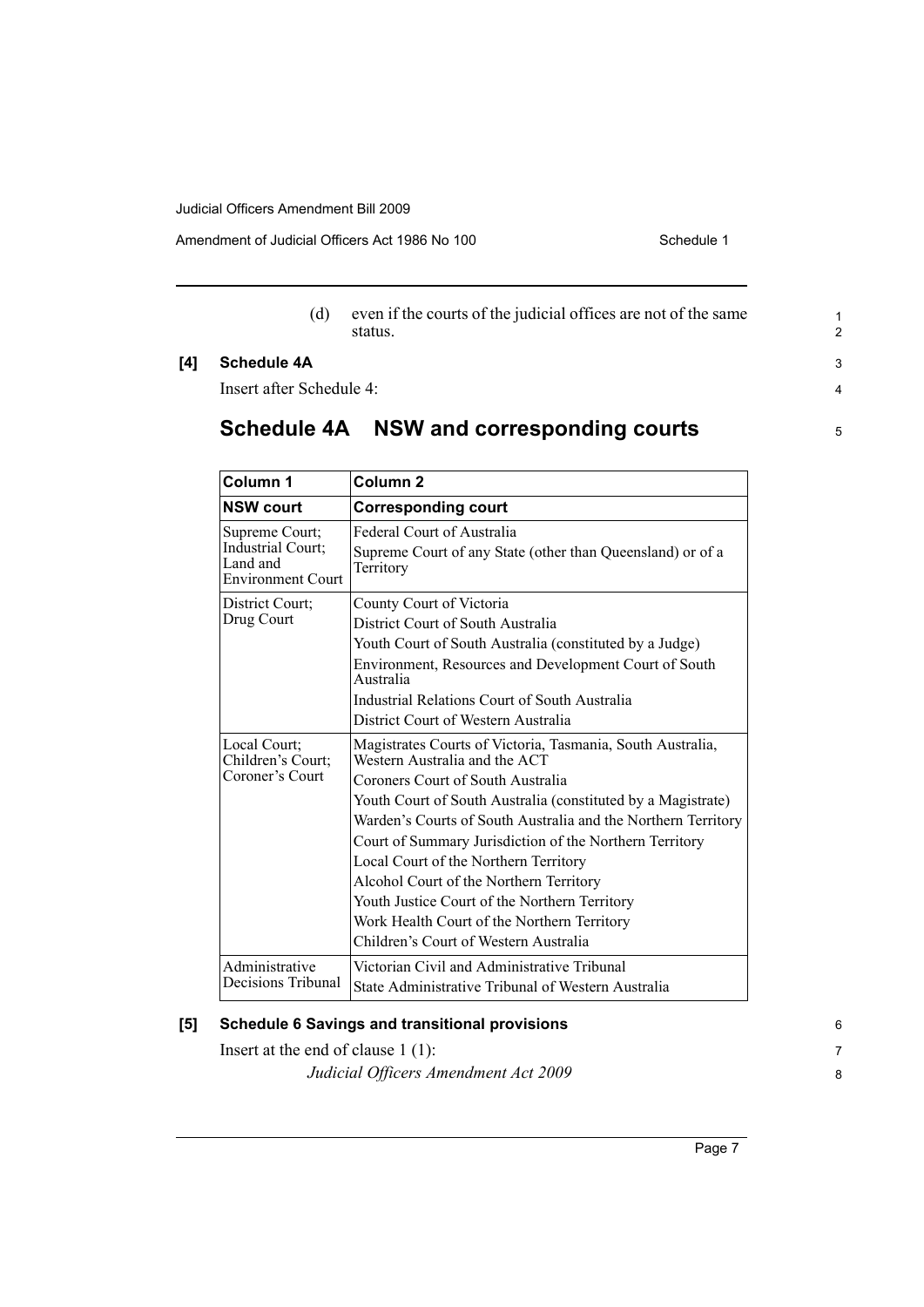(d) even if the courts of the judicial offices are not of the same status.

**[4] Schedule 4A**

Insert after Schedule 4:

## Schedule 4A NSW and corresponding courts

| Column 1 | Column 2 |
|---|---|
| **NSW court** | **Corresponding court** |
| Supreme Court; Industrial Court; Land and Environment Court | Federal Court of Australia<br>Supreme Court of any State (other than Queensland) or of a Territory |
| District Court; Drug Court | County Court of Victoria<br>District Court of South Australia<br>Youth Court of South Australia (constituted by a Judge)<br>Environment, Resources and Development Court of South Australia<br>Industrial Relations Court of South Australia<br>District Court of Western Australia |
| Local Court; Children's Court; Coroner's Court | Magistrates Courts of Victoria, Tasmania, South Australia, Western Australia and the ACT<br>Coroners Court of South Australia<br>Youth Court of South Australia (constituted by a Magistrate)<br>Warden's Courts of South Australia and the Northern Territory<br>Court of Summary Jurisdiction of the Northern Territory<br>Local Court of the Northern Territory<br>Alcohol Court of the Northern Territory<br>Youth Justice Court of the Northern Territory<br>Work Health Court of the Northern Territory<br>Children's Court of Western Australia |
| Administrative Decisions Tribunal | Victorian Civil and Administrative Tribunal<br>State Administrative Tribunal of Western Australia |

**[5] Schedule 6 Savings and transitional provisions**

Insert at the end of clause 1 (1):

*Judicial Officers Amendment Act 2009*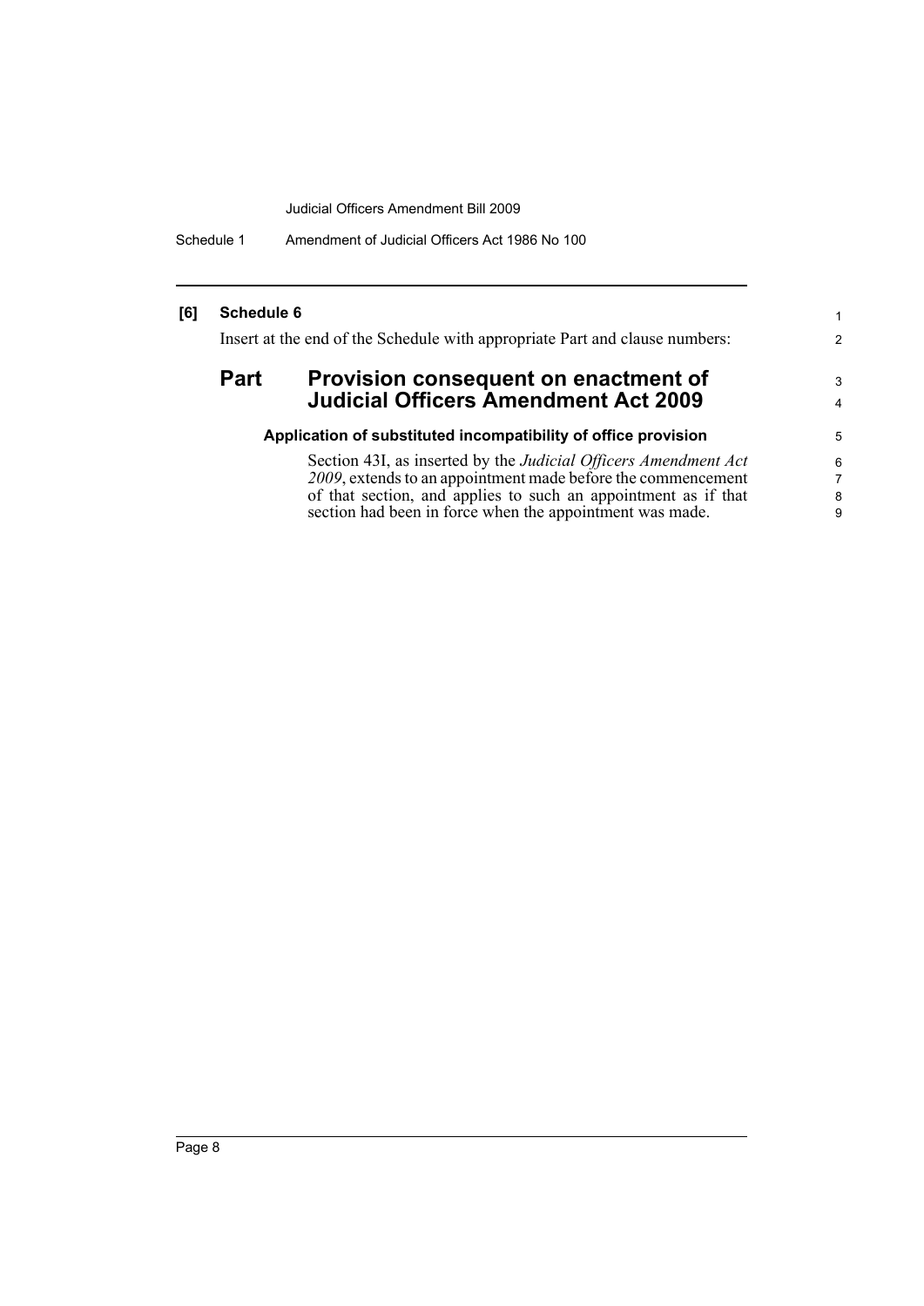**[6] Schedule 6**

Insert at the end of the Schedule with appropriate Part and clause numbers:

## Part Provision consequent on enactment of Judicial Officers Amendment Act 2009

### Application of substituted incompatibility of office provision

Section 43I, as inserted by the *Judicial Officers Amendment Act 2009*, extends to an appointment made before the commencement of that section, and applies to such an appointment as if that section had been in force when the appointment was made.